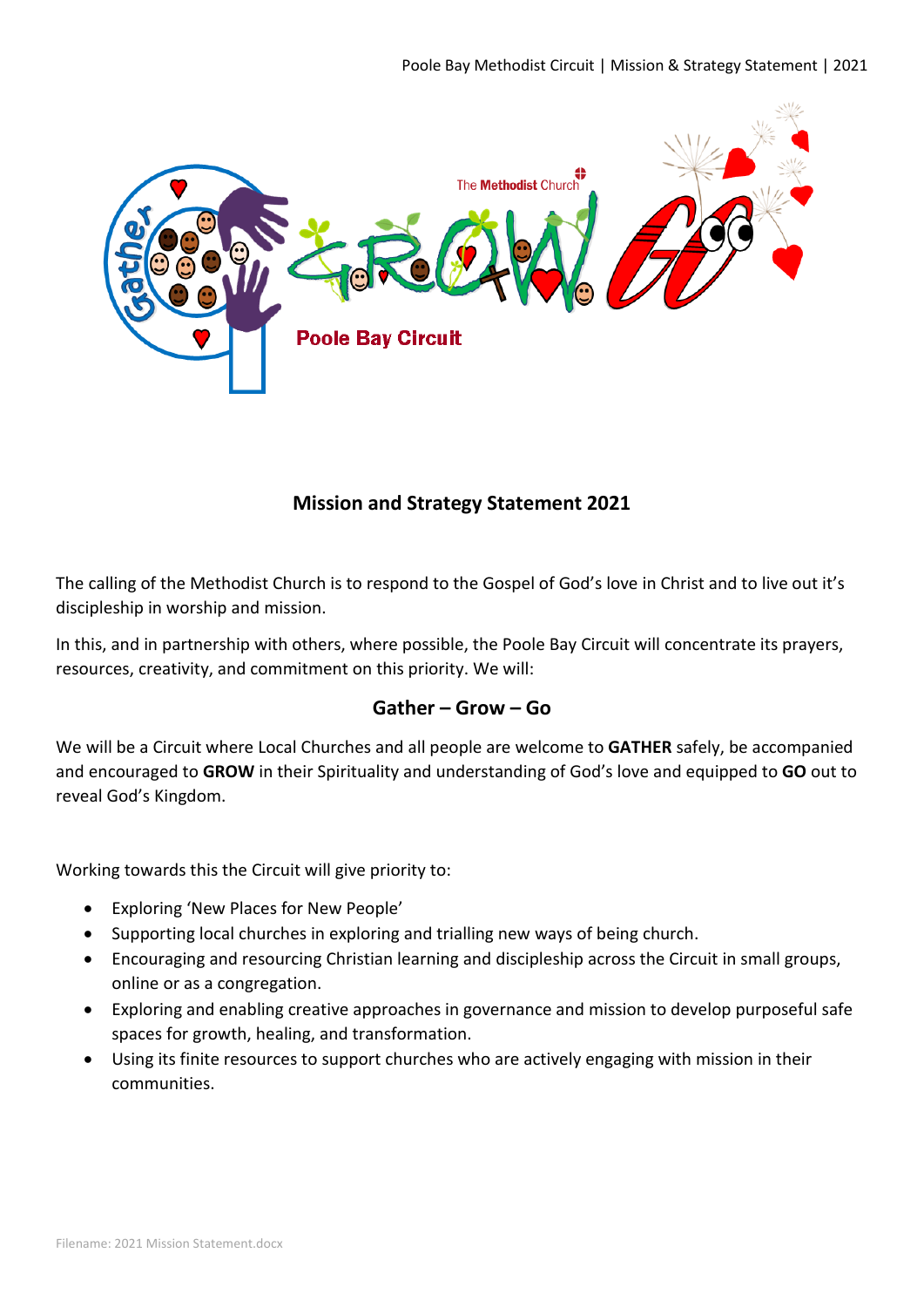## Mission and Strategy Statement 2021

The calling of the Methodist Church is to respond to the Gospel of God's love in Christ and to live out it's discipleship in worship and mission.

In this, and in partnership with others, where possible, the Poole Bay Circuit will concentrate its prayers, resources, creativity, and commitment on this priority. We will:

### Gather – Grow – Go

We will be a Circuit where Local Churches and all people are welcome to **GATHER** safely, be accompanied and encouraged to **GROW** in their Spirituality and understanding of God's love and equipped to **GO** out to reveal God's Kingdom.

Working towards this the Circuit will give priority to:

- Exploring 'New Places for New People'
- Supporting local churches in exploring and trialling new ways of being church.
- Encouraging and resourcing Christian learning and discipleship across the Circuit in small groups, online or as a congregation.
- Exploring and enabling creative approaches in governance and mission to develop purposeful safe spaces for growth, healing, and transformation.
- Using its finite resources to support churches who are actively engaging with mission in their communities.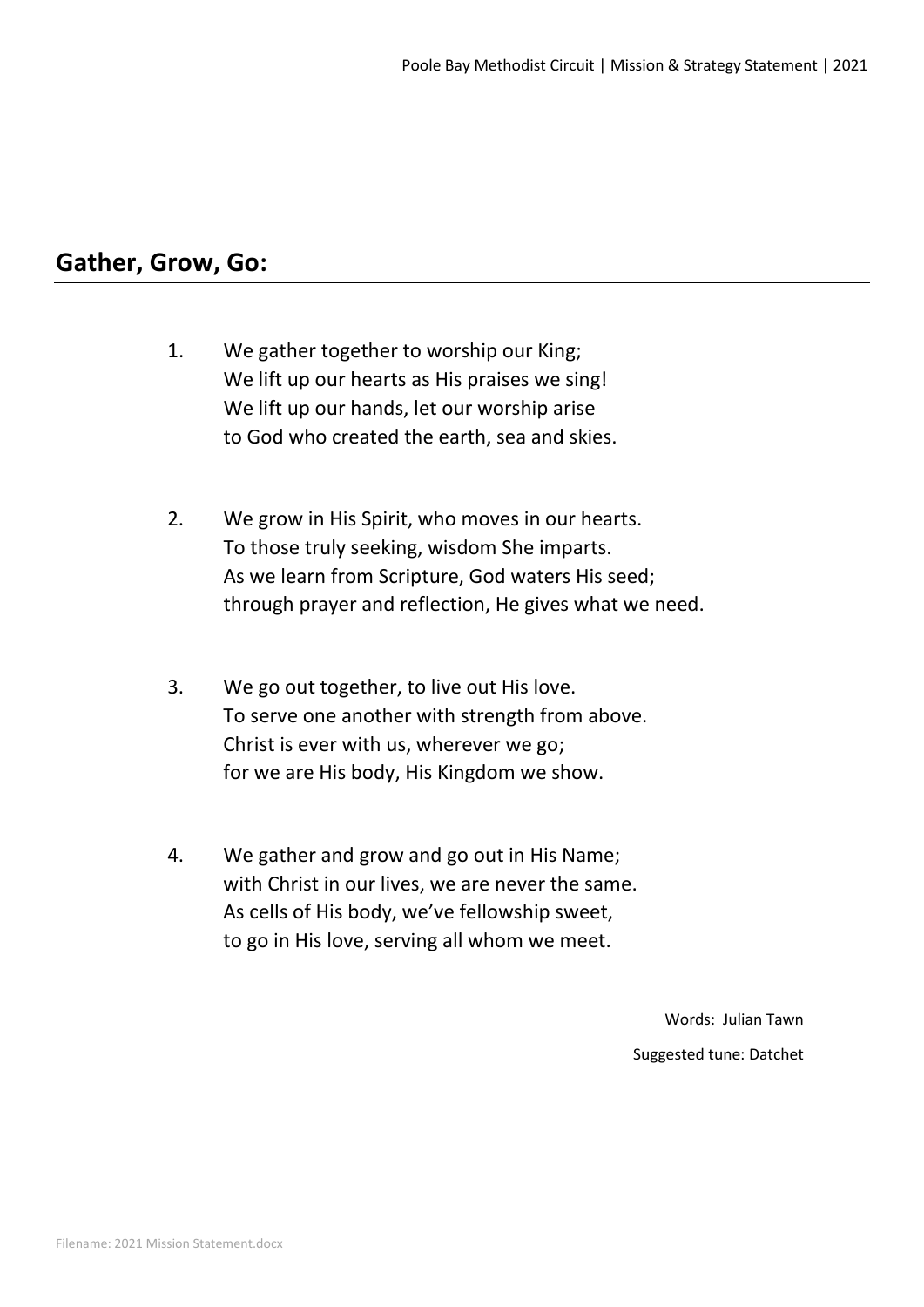## Gather, Grow, Go:

1. We gather together to worship our King;
   We lift up our hearts as His praises we sing!
   We lift up our hands, let our worship arise
   to God who created the earth, sea and skies.

2. We grow in His Spirit, who moves in our hearts.
   To those truly seeking, wisdom She imparts.
   As we learn from Scripture, God waters His seed;
   through prayer and reflection, He gives what we need.

3. We go out together, to live out His love.
   To serve one another with strength from above.
   Christ is ever with us, wherever we go;
   for we are His body, His Kingdom we show.

4. We gather and grow and go out in His Name;
   with Christ in our lives, we are never the same.
   As cells of His body, we've fellowship sweet,
   to go in His love, serving all whom we meet.

Words: Julian Tawn

Suggested tune: Datchet